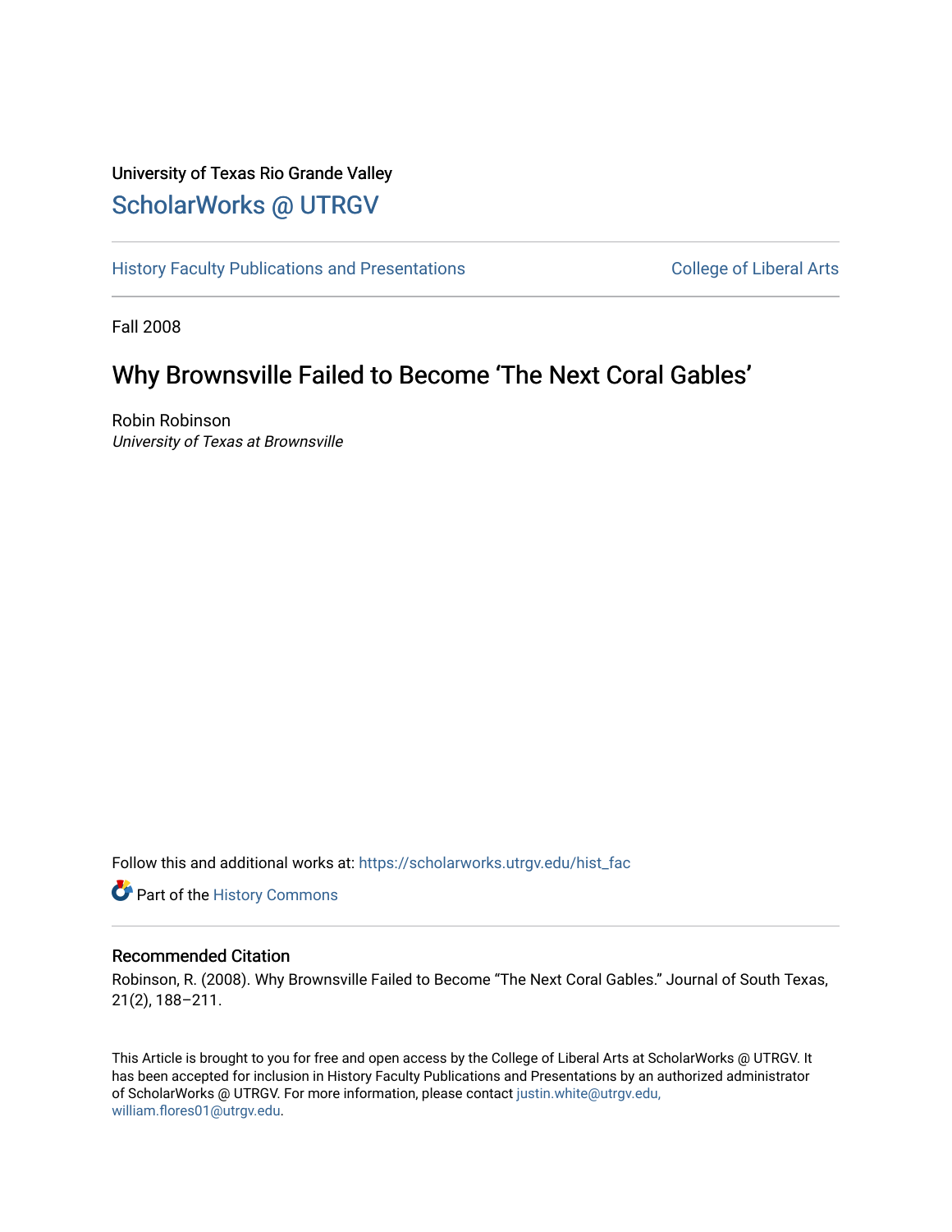University of Texas Rio Grande Valley

## ScholarWorks @ UTRGV

History Faculty Publications and Presentations | College of Liberal Arts

Fall 2008

# Why Brownsville Failed to Become 'The Next Coral Gables'

Robin Robinson
*University of Texas at Brownsville*

Follow this and additional works at: https://scholarworks.utrgv.edu/hist_fac

Part of the History Commons

### Recommended Citation

Robinson, R. (2008). Why Brownsville Failed to Become "The Next Coral Gables." Journal of South Texas, 21(2), 188–211.

This Article is brought to you for free and open access by the College of Liberal Arts at ScholarWorks @ UTRGV. It has been accepted for inclusion in History Faculty Publications and Presentations by an authorized administrator of ScholarWorks @ UTRGV. For more information, please contact justin.white@utrgv.edu, william.flores01@utrgv.edu.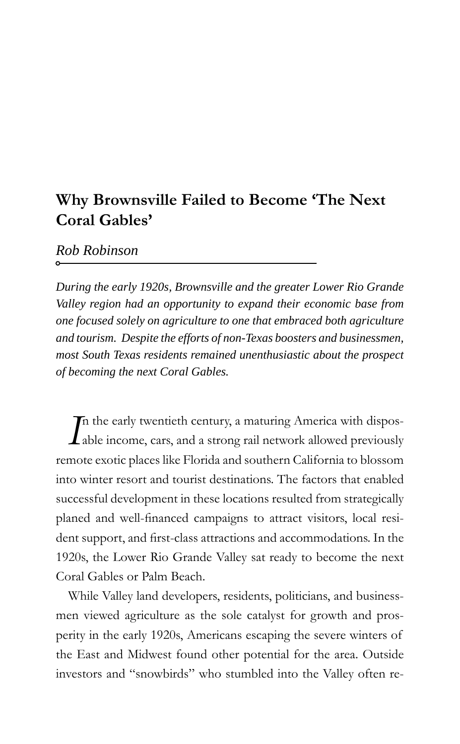# Why Brownsville Failed to Become 'The Next Coral Gables'

*Rob Robinson*

***During the early 1920s, Brownsville and the greater Lower Rio Grande Valley region had an opportunity to expand their economic base from one focused solely on agriculture to one that embraced both agriculture and tourism. Despite the efforts of non-Texas boosters and businessmen, most South Texas residents remained unenthusiastic about the prospect of becoming the next Coral Gables.***

In the early twentieth century, a maturing America with disposable income, cars, and a strong rail network allowed previously remote exotic places like Florida and southern California to blossom into winter resort and tourist destinations. The factors that enabled successful development in these locations resulted from strategically planed and well-financed campaigns to attract visitors, local resident support, and first-class attractions and accommodations. In the 1920s, the Lower Rio Grande Valley sat ready to become the next Coral Gables or Palm Beach.

While Valley land developers, residents, politicians, and businessmen viewed agriculture as the sole catalyst for growth and prosperity in the early 1920s, Americans escaping the severe winters of the East and Midwest found other potential for the area. Outside investors and "snowbirds" who stumbled into the Valley often re-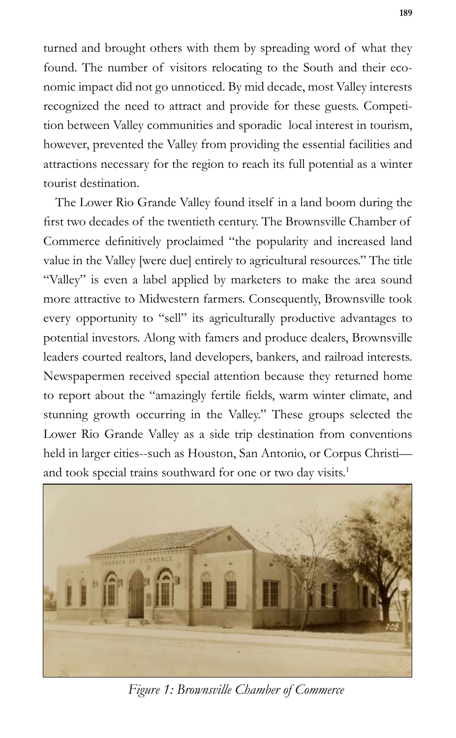turned and brought others with them by spreading word of what they found. The number of visitors relocating to the South and their economic impact did not go unnoticed. By mid decade, most Valley interests recognized the need to attract and provide for these guests. Competition between Valley communities and sporadic local interest in tourism, however, prevented the Valley from providing the essential facilities and attractions necessary for the region to reach its full potential as a winter tourist destination.

The Lower Rio Grande Valley found itself in a land boom during the first two decades of the twentieth century. The Brownsville Chamber of Commerce definitively proclaimed "the popularity and increased land value in the Valley [were due] entirely to agricultural resources." The title "Valley" is even a label applied by marketers to make the area sound more attractive to Midwestern farmers. Consequently, Brownsville took every opportunity to "sell" its agriculturally productive advantages to potential investors. Along with famers and produce dealers, Brownsville leaders courted realtors, land developers, bankers, and railroad interests. Newspapermen received special attention because they returned home to report about the "amazingly fertile fields, warm winter climate, and stunning growth occurring in the Valley." These groups selected the Lower Rio Grande Valley as a side trip destination from conventions held in larger cities--such as Houston, San Antonio, or Corpus Christi—and took special trains southward for one or two day visits.[1]

*Figure 1: Brownsville Chamber of Commerce*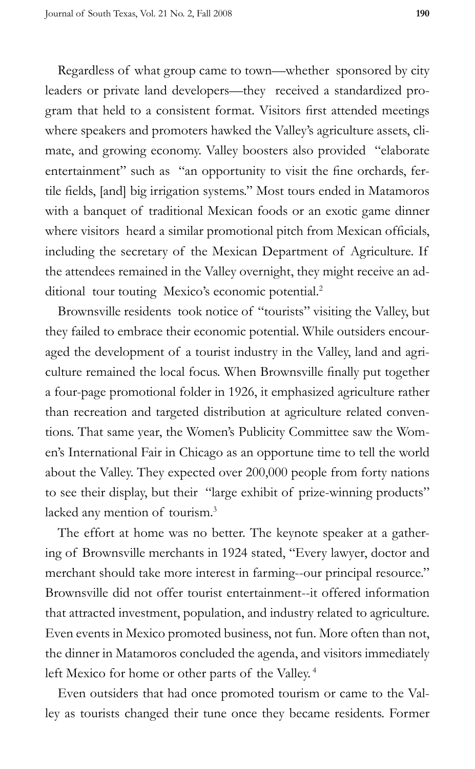Regardless of what group came to town—whether sponsored by city leaders or private land developers—they received a standardized program that held to a consistent format. Visitors first attended meetings where speakers and promoters hawked the Valley's agriculture assets, climate, and growing economy. Valley boosters also provided "elaborate entertainment" such as "an opportunity to visit the fine orchards, fertile fields, [and] big irrigation systems." Most tours ended in Matamoros with a banquet of traditional Mexican foods or an exotic game dinner where visitors heard a similar promotional pitch from Mexican officials, including the secretary of the Mexican Department of Agriculture. If the attendees remained in the Valley overnight, they might receive an additional tour touting Mexico's economic potential.[2]

Brownsville residents took notice of "tourists" visiting the Valley, but they failed to embrace their economic potential. While outsiders encouraged the development of a tourist industry in the Valley, land and agriculture remained the local focus. When Brownsville finally put together a four-page promotional folder in 1926, it emphasized agriculture rather than recreation and targeted distribution at agriculture related conventions. That same year, the Women's Publicity Committee saw the Women's International Fair in Chicago as an opportune time to tell the world about the Valley. They expected over 200,000 people from forty nations to see their display, but their "large exhibit of prize-winning products" lacked any mention of tourism.[3]

The effort at home was no better. The keynote speaker at a gathering of Brownsville merchants in 1924 stated, "Every lawyer, doctor and merchant should take more interest in farming--our principal resource." Brownsville did not offer tourist entertainment--it offered information that attracted investment, population, and industry related to agriculture. Even events in Mexico promoted business, not fun. More often than not, the dinner in Matamoros concluded the agenda, and visitors immediately left Mexico for home or other parts of the Valley.[4]

Even outsiders that had once promoted tourism or came to the Valley as tourists changed their tune once they became residents. Former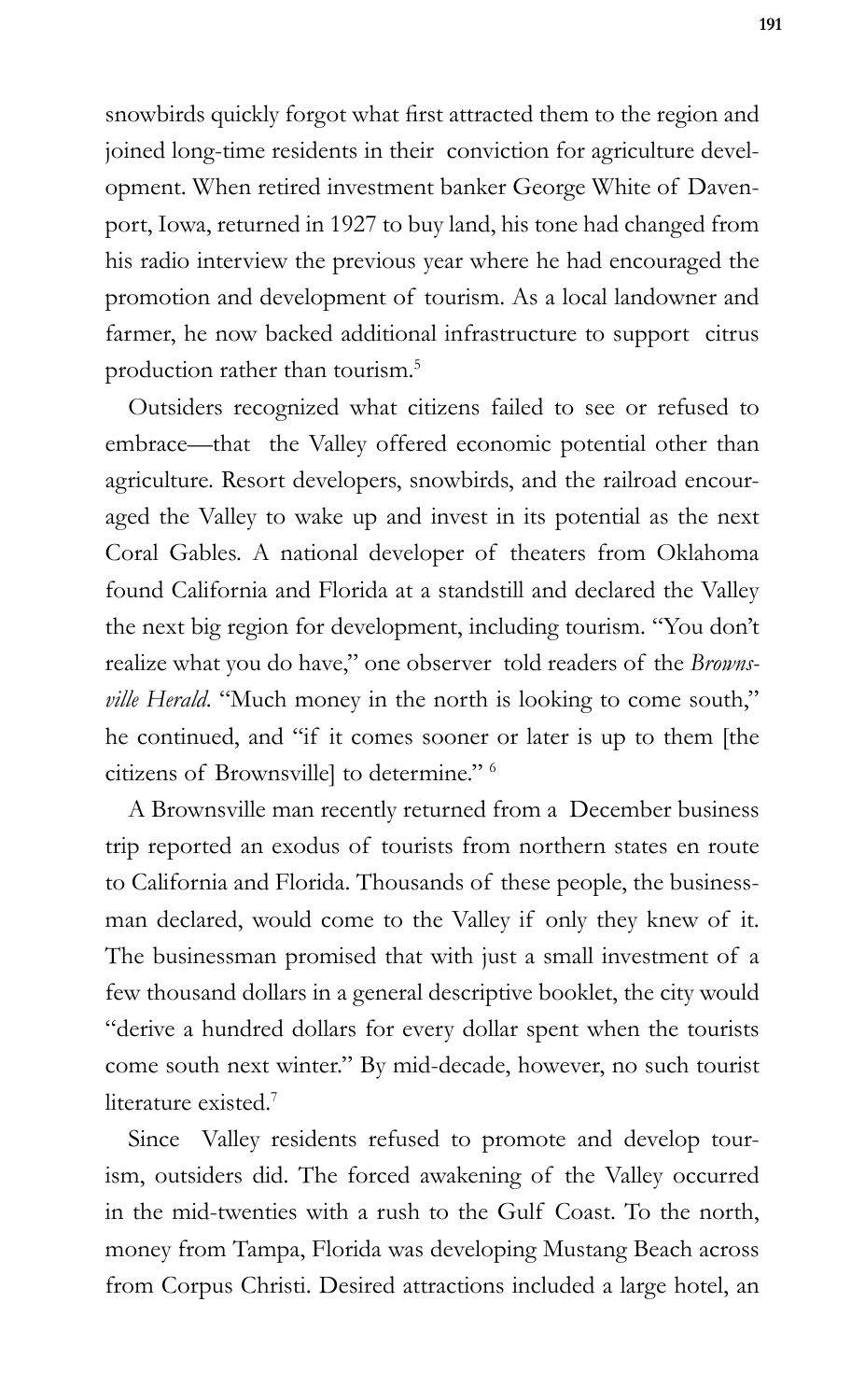snowbirds quickly forgot what first attracted them to the region and joined long-time residents in their conviction for agriculture development. When retired investment banker George White of Davenport, Iowa, returned in 1927 to buy land, his tone had changed from his radio interview the previous year where he had encouraged the promotion and development of tourism. As a local landowner and farmer, he now backed additional infrastructure to support citrus production rather than tourism.[5]

Outsiders recognized what citizens failed to see or refused to embrace—that the Valley offered economic potential other than agriculture. Resort developers, snowbirds, and the railroad encouraged the Valley to wake up and invest in its potential as the next Coral Gables. A national developer of theaters from Oklahoma found California and Florida at a standstill and declared the Valley the next big region for development, including tourism. "You don't realize what you do have," one observer told readers of the *Brownsville Herald*. "Much money in the north is looking to come south," he continued, and "if it comes sooner or later is up to them [the citizens of Brownsville] to determine." [6]

A Brownsville man recently returned from a December business trip reported an exodus of tourists from northern states en route to California and Florida. Thousands of these people, the businessman declared, would come to the Valley if only they knew of it. The businessman promised that with just a small investment of a few thousand dollars in a general descriptive booklet, the city would "derive a hundred dollars for every dollar spent when the tourists come south next winter." By mid-decade, however, no such tourist literature existed.[7]

Since Valley residents refused to promote and develop tourism, outsiders did. The forced awakening of the Valley occurred in the mid-twenties with a rush to the Gulf Coast. To the north, money from Tampa, Florida was developing Mustang Beach across from Corpus Christi. Desired attractions included a large hotel, an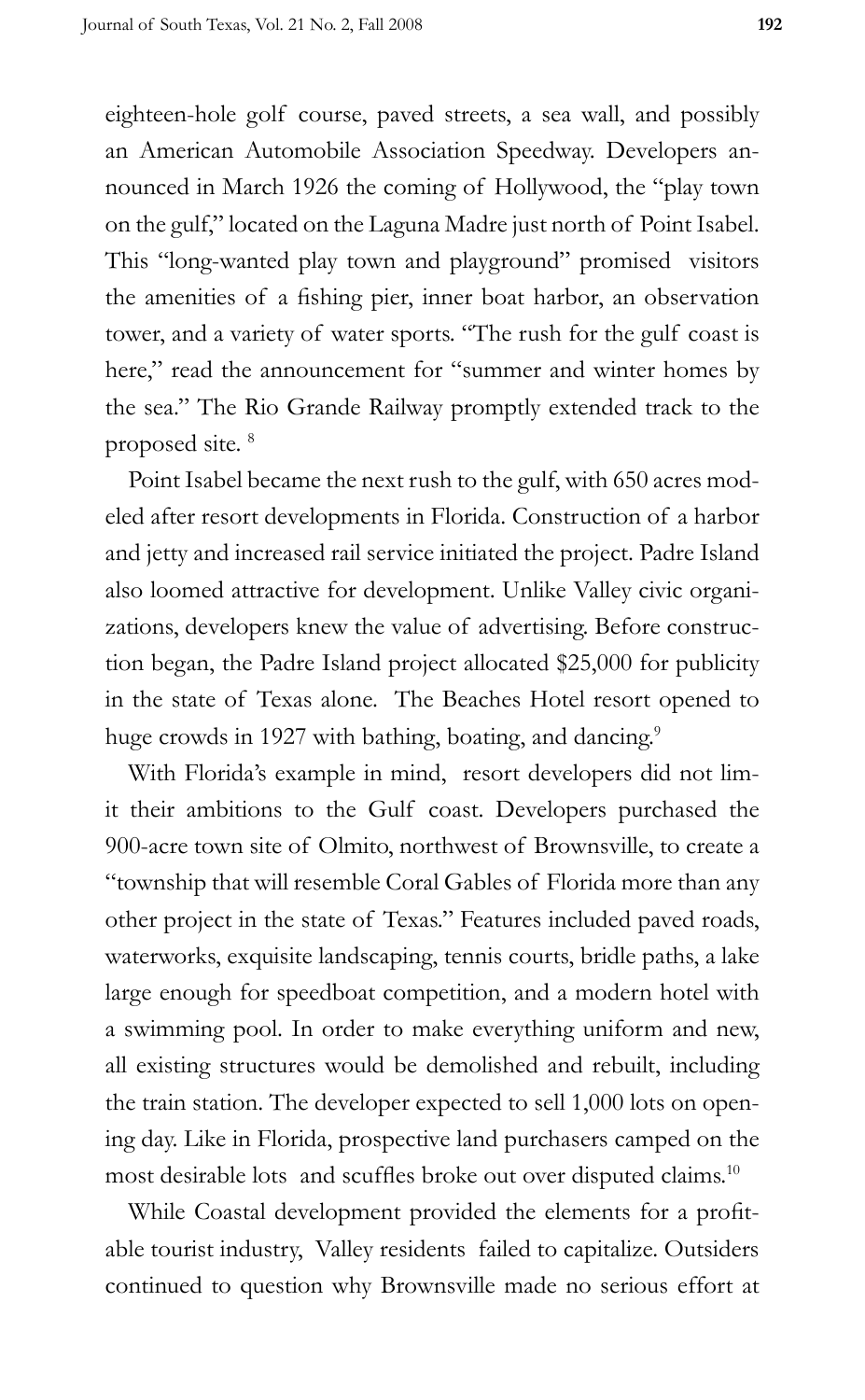eighteen-hole golf course, paved streets, a sea wall, and possibly an American Automobile Association Speedway. Developers announced in March 1926 the coming of Hollywood, the "play town on the gulf," located on the Laguna Madre just north of Point Isabel. This "long-wanted play town and playground" promised visitors the amenities of a fishing pier, inner boat harbor, an observation tower, and a variety of water sports. "The rush for the gulf coast is here," read the announcement for "summer and winter homes by the sea." The Rio Grande Railway promptly extended track to the proposed site. [8]

Point Isabel became the next rush to the gulf, with 650 acres modeled after resort developments in Florida. Construction of a harbor and jetty and increased rail service initiated the project. Padre Island also loomed attractive for development. Unlike Valley civic organizations, developers knew the value of advertising. Before construction began, the Padre Island project allocated $25,000 for publicity in the state of Texas alone. The Beaches Hotel resort opened to huge crowds in 1927 with bathing, boating, and dancing.[9]

With Florida's example in mind, resort developers did not limit their ambitions to the Gulf coast. Developers purchased the 900-acre town site of Olmito, northwest of Brownsville, to create a "township that will resemble Coral Gables of Florida more than any other project in the state of Texas." Features included paved roads, waterworks, exquisite landscaping, tennis courts, bridle paths, a lake large enough for speedboat competition, and a modern hotel with a swimming pool. In order to make everything uniform and new, all existing structures would be demolished and rebuilt, including the train station. The developer expected to sell 1,000 lots on opening day. Like in Florida, prospective land purchasers camped on the most desirable lots and scuffles broke out over disputed claims.[10]

While Coastal development provided the elements for a profitable tourist industry, Valley residents failed to capitalize. Outsiders continued to question why Brownsville made no serious effort at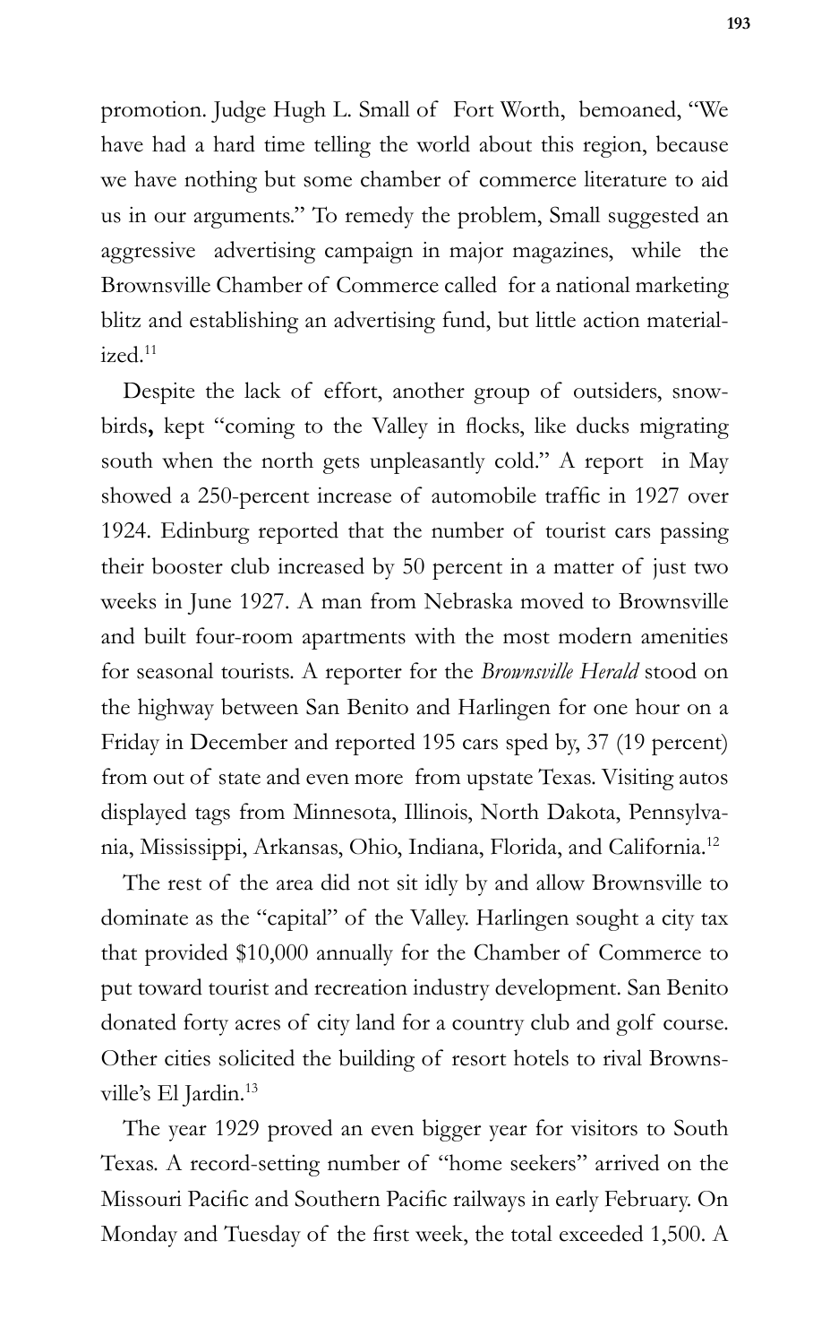promotion. Judge Hugh L. Small of Fort Worth, bemoaned, "We have had a hard time telling the world about this region, because we have nothing but some chamber of commerce literature to aid us in our arguments." To remedy the problem, Small suggested an aggressive advertising campaign in major magazines, while the Brownsville Chamber of Commerce called for a national marketing blitz and establishing an advertising fund, but little action materialized.[11]

Despite the lack of effort, another group of outsiders, snowbirds**,** kept "coming to the Valley in flocks, like ducks migrating south when the north gets unpleasantly cold." A report in May showed a 250-percent increase of automobile traffic in 1927 over 1924. Edinburg reported that the number of tourist cars passing their booster club increased by 50 percent in a matter of just two weeks in June 1927. A man from Nebraska moved to Brownsville and built four-room apartments with the most modern amenities for seasonal tourists. A reporter for the *Brownsville Herald* stood on the highway between San Benito and Harlingen for one hour on a Friday in December and reported 195 cars sped by, 37 (19 percent) from out of state and even more from upstate Texas. Visiting autos displayed tags from Minnesota, Illinois, North Dakota, Pennsylvania, Mississippi, Arkansas, Ohio, Indiana, Florida, and California.[12]

The rest of the area did not sit idly by and allow Brownsville to dominate as the "capital" of the Valley. Harlingen sought a city tax that provided $10,000 annually for the Chamber of Commerce to put toward tourist and recreation industry development. San Benito donated forty acres of city land for a country club and golf course. Other cities solicited the building of resort hotels to rival Brownsville's El Jardin.[13]

The year 1929 proved an even bigger year for visitors to South Texas. A record-setting number of "home seekers" arrived on the Missouri Pacific and Southern Pacific railways in early February. On Monday and Tuesday of the first week, the total exceeded 1,500. A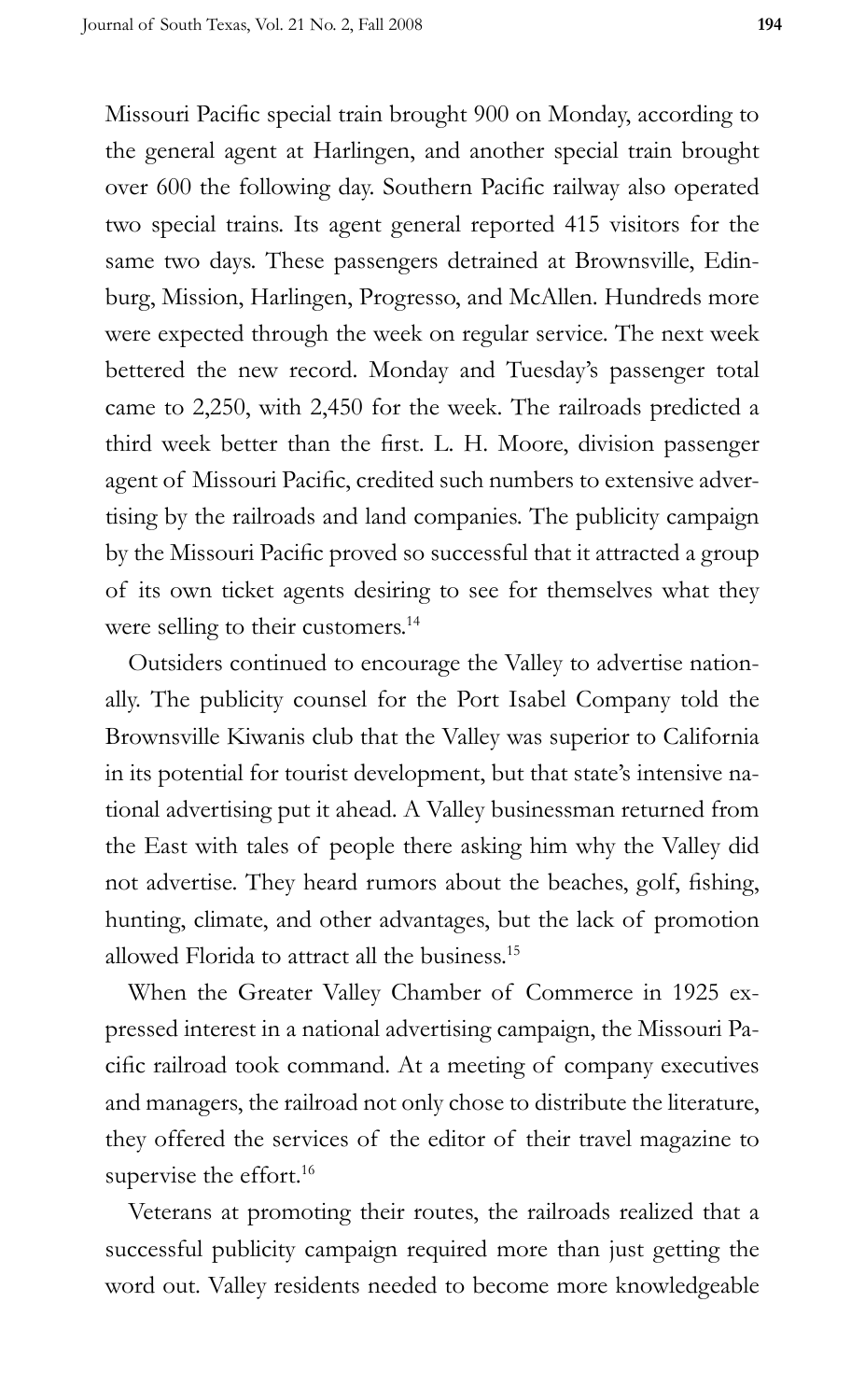Missouri Pacific special train brought 900 on Monday, according to the general agent at Harlingen, and another special train brought over 600 the following day. Southern Pacific railway also operated two special trains. Its agent general reported 415 visitors for the same two days. These passengers detrained at Brownsville, Edinburg, Mission, Harlingen, Progresso, and McAllen. Hundreds more were expected through the week on regular service. The next week bettered the new record. Monday and Tuesday's passenger total came to 2,250, with 2,450 for the week. The railroads predicted a third week better than the first. L. H. Moore, division passenger agent of Missouri Pacific, credited such numbers to extensive advertising by the railroads and land companies. The publicity campaign by the Missouri Pacific proved so successful that it attracted a group of its own ticket agents desiring to see for themselves what they were selling to their customers.[14]

Outsiders continued to encourage the Valley to advertise nationally. The publicity counsel for the Port Isabel Company told the Brownsville Kiwanis club that the Valley was superior to California in its potential for tourist development, but that state's intensive national advertising put it ahead. A Valley businessman returned from the East with tales of people there asking him why the Valley did not advertise. They heard rumors about the beaches, golf, fishing, hunting, climate, and other advantages, but the lack of promotion allowed Florida to attract all the business.[15]

When the Greater Valley Chamber of Commerce in 1925 expressed interest in a national advertising campaign, the Missouri Pacific railroad took command. At a meeting of company executives and managers, the railroad not only chose to distribute the literature, they offered the services of the editor of their travel magazine to supervise the effort.[16]

Veterans at promoting their routes, the railroads realized that a successful publicity campaign required more than just getting the word out. Valley residents needed to become more knowledgeable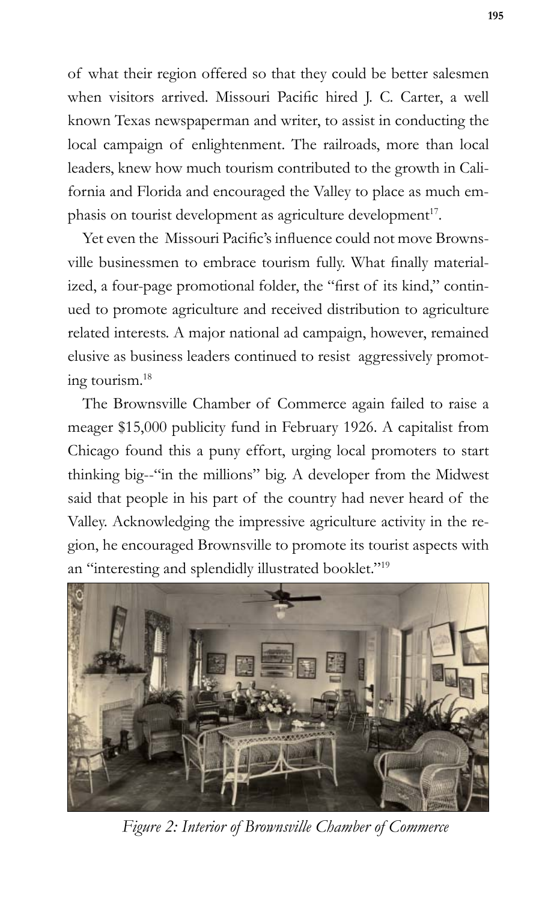of what their region offered so that they could be better salesmen when visitors arrived. Missouri Pacific hired J. C. Carter, a well known Texas newspaperman and writer, to assist in conducting the local campaign of enlightenment. The railroads, more than local leaders, knew how much tourism contributed to the growth in California and Florida and encouraged the Valley to place as much emphasis on tourist development as agriculture development[17].

Yet even the Missouri Pacific's influence could not move Brownsville businessmen to embrace tourism fully. What finally materialized, a four-page promotional folder, the "first of its kind," continued to promote agriculture and received distribution to agriculture related interests. A major national ad campaign, however, remained elusive as business leaders continued to resist aggressively promoting tourism.[18]

The Brownsville Chamber of Commerce again failed to raise a meager $15,000 publicity fund in February 1926. A capitalist from Chicago found this a puny effort, urging local promoters to start thinking big--"in the millions" big. A developer from the Midwest said that people in his part of the country had never heard of the Valley. Acknowledging the impressive agriculture activity in the region, he encouraged Brownsville to promote its tourist aspects with an "interesting and splendidly illustrated booklet."[19]

*Figure 2: Interior of Brownsville Chamber of Commerce*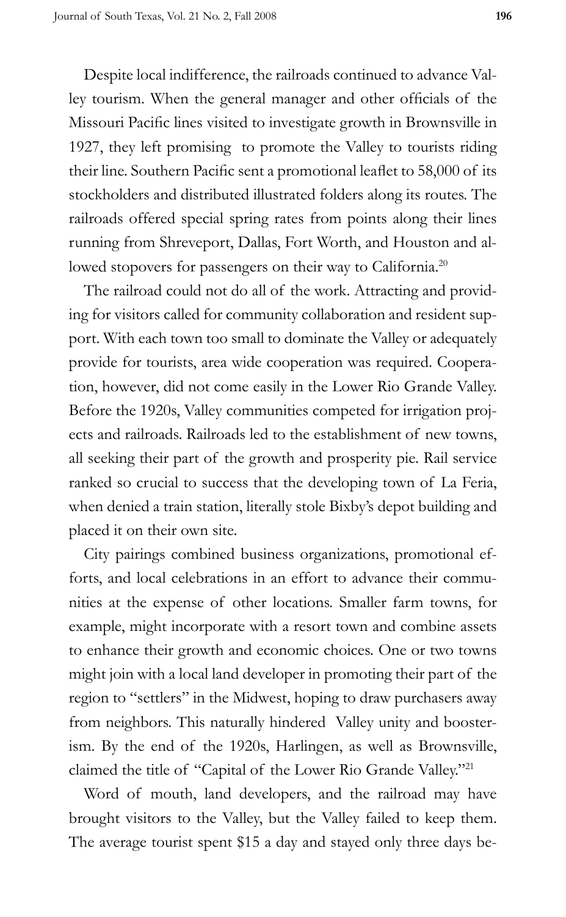Despite local indifference, the railroads continued to advance Valley tourism. When the general manager and other officials of the Missouri Pacific lines visited to investigate growth in Brownsville in 1927, they left promising to promote the Valley to tourists riding their line. Southern Pacific sent a promotional leaflet to 58,000 of its stockholders and distributed illustrated folders along its routes. The railroads offered special spring rates from points along their lines running from Shreveport, Dallas, Fort Worth, and Houston and allowed stopovers for passengers on their way to California.[20]

The railroad could not do all of the work. Attracting and providing for visitors called for community collaboration and resident support. With each town too small to dominate the Valley or adequately provide for tourists, area wide cooperation was required. Cooperation, however, did not come easily in the Lower Rio Grande Valley. Before the 1920s, Valley communities competed for irrigation projects and railroads. Railroads led to the establishment of new towns, all seeking their part of the growth and prosperity pie. Rail service ranked so crucial to success that the developing town of La Feria, when denied a train station, literally stole Bixby's depot building and placed it on their own site.

City pairings combined business organizations, promotional efforts, and local celebrations in an effort to advance their communities at the expense of other locations. Smaller farm towns, for example, might incorporate with a resort town and combine assets to enhance their growth and economic choices. One or two towns might join with a local land developer in promoting their part of the region to "settlers" in the Midwest, hoping to draw purchasers away from neighbors. This naturally hindered Valley unity and boosterism. By the end of the 1920s, Harlingen, as well as Brownsville, claimed the title of "Capital of the Lower Rio Grande Valley."[21]

Word of mouth, land developers, and the railroad may have brought visitors to the Valley, but the Valley failed to keep them. The average tourist spent $15 a day and stayed only three days be-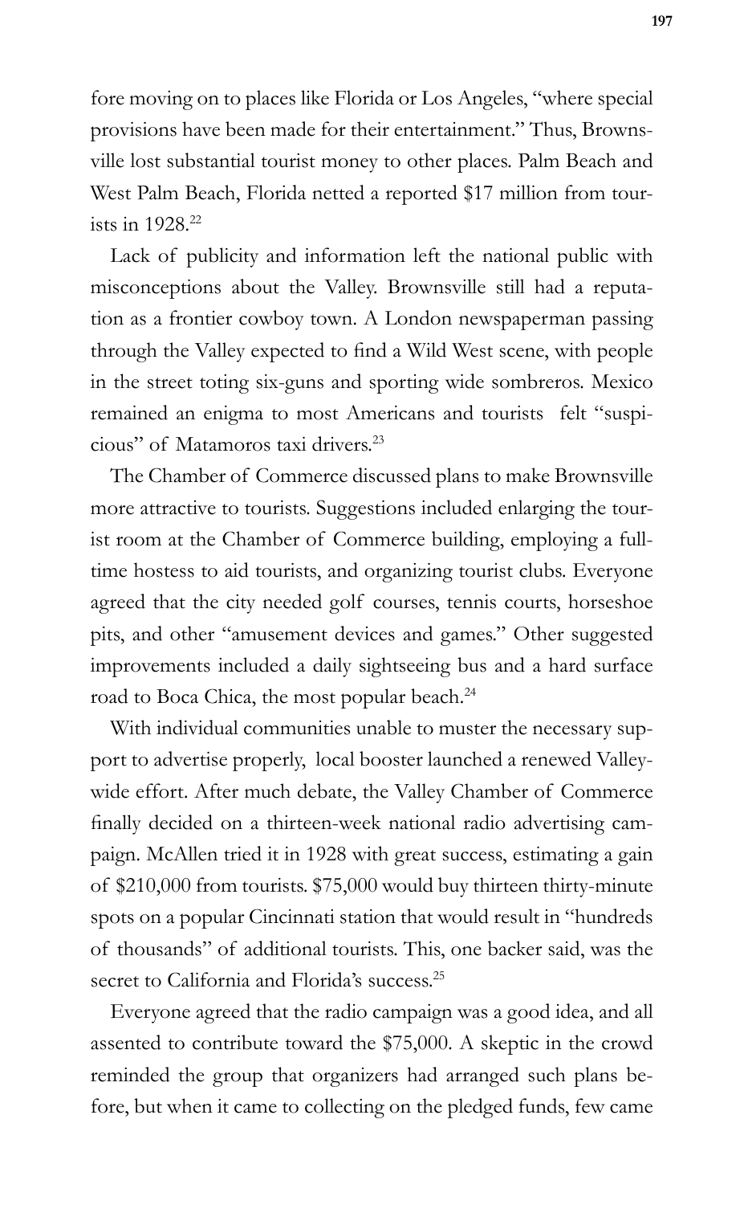fore moving on to places like Florida or Los Angeles, "where special provisions have been made for their entertainment." Thus, Brownsville lost substantial tourist money to other places. Palm Beach and West Palm Beach, Florida netted a reported $17 million from tourists in 1928.[22]

Lack of publicity and information left the national public with misconceptions about the Valley. Brownsville still had a reputation as a frontier cowboy town. A London newspaperman passing through the Valley expected to find a Wild West scene, with people in the street toting six-guns and sporting wide sombreros. Mexico remained an enigma to most Americans and tourists felt "suspicious" of Matamoros taxi drivers.[23]

The Chamber of Commerce discussed plans to make Brownsville more attractive to tourists. Suggestions included enlarging the tourist room at the Chamber of Commerce building, employing a full-time hostess to aid tourists, and organizing tourist clubs. Everyone agreed that the city needed golf courses, tennis courts, horseshoe pits, and other "amusement devices and games." Other suggested improvements included a daily sightseeing bus and a hard surface road to Boca Chica, the most popular beach.[24]

With individual communities unable to muster the necessary support to advertise properly, local booster launched a renewed Valley-wide effort. After much debate, the Valley Chamber of Commerce finally decided on a thirteen-week national radio advertising campaign. McAllen tried it in 1928 with great success, estimating a gain of $210,000 from tourists. $75,000 would buy thirteen thirty-minute spots on a popular Cincinnati station that would result in "hundreds of thousands" of additional tourists. This, one backer said, was the secret to California and Florida's success.[25]

Everyone agreed that the radio campaign was a good idea, and all assented to contribute toward the $75,000. A skeptic in the crowd reminded the group that organizers had arranged such plans before, but when it came to collecting on the pledged funds, few came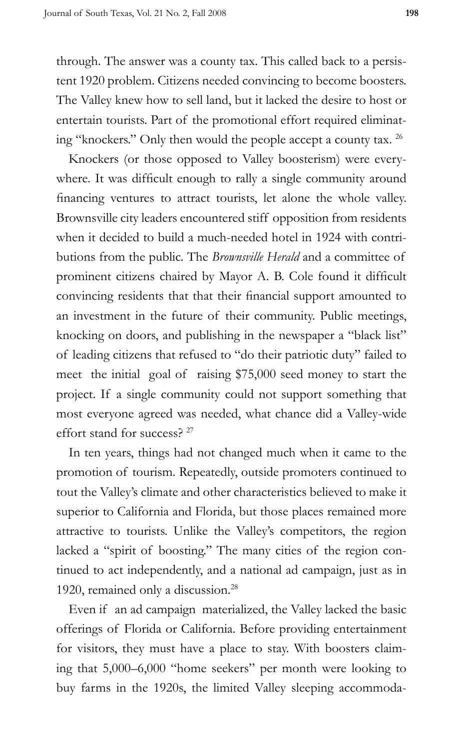through. The answer was a county tax. This called back to a persistent 1920 problem. Citizens needed convincing to become boosters. The Valley knew how to sell land, but it lacked the desire to host or entertain tourists. Part of the promotional effort required eliminating "knockers." Only then would the people accept a county tax. [26]

Knockers (or those opposed to Valley boosterism) were everywhere. It was difficult enough to rally a single community around financing ventures to attract tourists, let alone the whole valley. Brownsville city leaders encountered stiff opposition from residents when it decided to build a much-needed hotel in 1924 with contributions from the public. The *Brownsville Herald* and a committee of prominent citizens chaired by Mayor A. B. Cole found it difficult convincing residents that that their financial support amounted to an investment in the future of their community. Public meetings, knocking on doors, and publishing in the newspaper a "black list" of leading citizens that refused to "do their patriotic duty" failed to meet the initial goal of raising $75,000 seed money to start the project. If a single community could not support something that most everyone agreed was needed, what chance did a Valley-wide effort stand for success? [27]

In ten years, things had not changed much when it came to the promotion of tourism. Repeatedly, outside promoters continued to tout the Valley's climate and other characteristics believed to make it superior to California and Florida, but those places remained more attractive to tourists. Unlike the Valley's competitors, the region lacked a "spirit of boosting." The many cities of the region continued to act independently, and a national ad campaign, just as in 1920, remained only a discussion.[28]

Even if an ad campaign materialized, the Valley lacked the basic offerings of Florida or California. Before providing entertainment for visitors, they must have a place to stay. With boosters claiming that 5,000–6,000 "home seekers" per month were looking to buy farms in the 1920s, the limited Valley sleeping accommoda-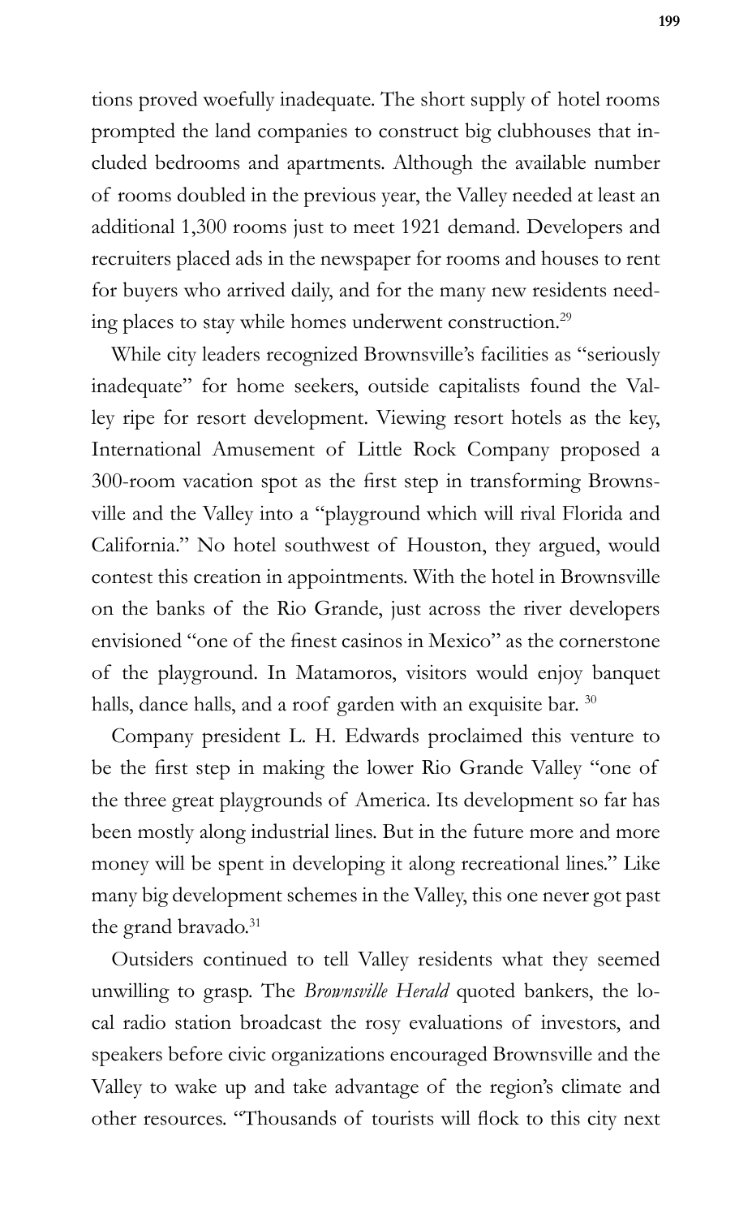tions proved woefully inadequate. The short supply of hotel rooms prompted the land companies to construct big clubhouses that included bedrooms and apartments. Although the available number of rooms doubled in the previous year, the Valley needed at least an additional 1,300 rooms just to meet 1921 demand. Developers and recruiters placed ads in the newspaper for rooms and houses to rent for buyers who arrived daily, and for the many new residents needing places to stay while homes underwent construction.[29]

While city leaders recognized Brownsville's facilities as "seriously inadequate" for home seekers, outside capitalists found the Valley ripe for resort development. Viewing resort hotels as the key, International Amusement of Little Rock Company proposed a 300-room vacation spot as the first step in transforming Brownsville and the Valley into a "playground which will rival Florida and California." No hotel southwest of Houston, they argued, would contest this creation in appointments. With the hotel in Brownsville on the banks of the Rio Grande, just across the river developers envisioned "one of the finest casinos in Mexico" as the cornerstone of the playground. In Matamoros, visitors would enjoy banquet halls, dance halls, and a roof garden with an exquisite bar.[30]

Company president L. H. Edwards proclaimed this venture to be the first step in making the lower Rio Grande Valley "one of the three great playgrounds of America. Its development so far has been mostly along industrial lines. But in the future more and more money will be spent in developing it along recreational lines." Like many big development schemes in the Valley, this one never got past the grand bravado.[31]

Outsiders continued to tell Valley residents what they seemed unwilling to grasp. The *Brownsville Herald* quoted bankers, the local radio station broadcast the rosy evaluations of investors, and speakers before civic organizations encouraged Brownsville and the Valley to wake up and take advantage of the region's climate and other resources. "Thousands of tourists will flock to this city next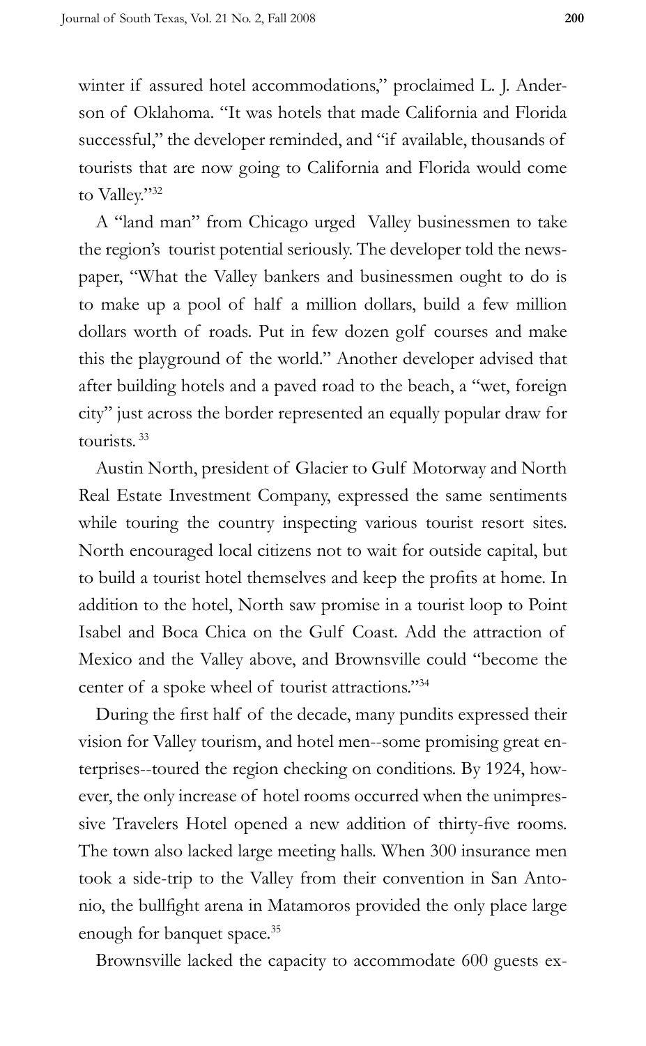winter if assured hotel accommodations," proclaimed L. J. Anderson of Oklahoma. "It was hotels that made California and Florida successful," the developer reminded, and "if available, thousands of tourists that are now going to California and Florida would come to Valley."[32]

A "land man" from Chicago urged Valley businessmen to take the region's tourist potential seriously. The developer told the newspaper, "What the Valley bankers and businessmen ought to do is to make up a pool of half a million dollars, build a few million dollars worth of roads. Put in few dozen golf courses and make this the playground of the world." Another developer advised that after building hotels and a paved road to the beach, a "wet, foreign city" just across the border represented an equally popular draw for tourists. [33]

Austin North, president of Glacier to Gulf Motorway and North Real Estate Investment Company, expressed the same sentiments while touring the country inspecting various tourist resort sites. North encouraged local citizens not to wait for outside capital, but to build a tourist hotel themselves and keep the profits at home. In addition to the hotel, North saw promise in a tourist loop to Point Isabel and Boca Chica on the Gulf Coast. Add the attraction of Mexico and the Valley above, and Brownsville could "become the center of a spoke wheel of tourist attractions."[34]

During the first half of the decade, many pundits expressed their vision for Valley tourism, and hotel men--some promising great enterprises--toured the region checking on conditions. By 1924, however, the only increase of hotel rooms occurred when the unimpressive Travelers Hotel opened a new addition of thirty-five rooms. The town also lacked large meeting halls. When 300 insurance men took a side-trip to the Valley from their convention in San Antonio, the bullfight arena in Matamoros provided the only place large enough for banquet space.[35]

Brownsville lacked the capacity to accommodate 600 guests ex-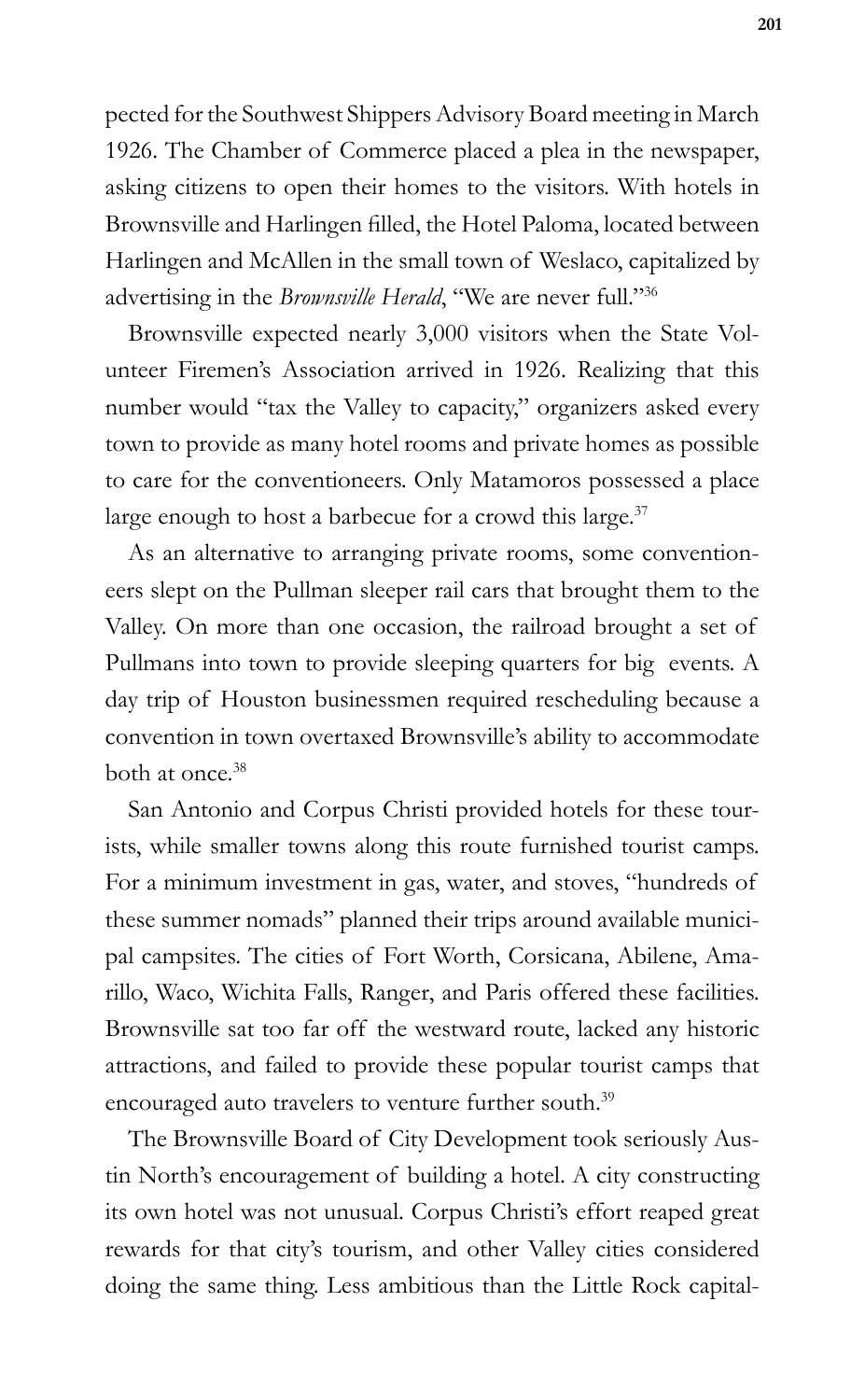pected for the Southwest Shippers Advisory Board meeting in March 1926. The Chamber of Commerce placed a plea in the newspaper, asking citizens to open their homes to the visitors. With hotels in Brownsville and Harlingen filled, the Hotel Paloma, located between Harlingen and McAllen in the small town of Weslaco, capitalized by advertising in the *Brownsville Herald*, "We are never full."[36]

Brownsville expected nearly 3,000 visitors when the State Volunteer Firemen's Association arrived in 1926. Realizing that this number would "tax the Valley to capacity," organizers asked every town to provide as many hotel rooms and private homes as possible to care for the conventioneers. Only Matamoros possessed a place large enough to host a barbecue for a crowd this large.[37]

As an alternative to arranging private rooms, some conventioneers slept on the Pullman sleeper rail cars that brought them to the Valley. On more than one occasion, the railroad brought a set of Pullmans into town to provide sleeping quarters for big events. A day trip of Houston businessmen required rescheduling because a convention in town overtaxed Brownsville's ability to accommodate both at once.[38]

San Antonio and Corpus Christi provided hotels for these tourists, while smaller towns along this route furnished tourist camps. For a minimum investment in gas, water, and stoves, "hundreds of these summer nomads" planned their trips around available municipal campsites. The cities of Fort Worth, Corsicana, Abilene, Amarillo, Waco, Wichita Falls, Ranger, and Paris offered these facilities. Brownsville sat too far off the westward route, lacked any historic attractions, and failed to provide these popular tourist camps that encouraged auto travelers to venture further south.[39]

The Brownsville Board of City Development took seriously Austin North's encouragement of building a hotel. A city constructing its own hotel was not unusual. Corpus Christi's effort reaped great rewards for that city's tourism, and other Valley cities considered doing the same thing. Less ambitious than the Little Rock capital-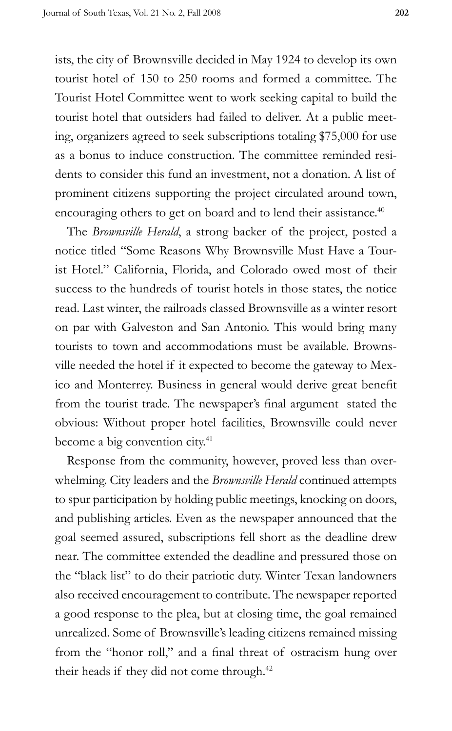ists, the city of Brownsville decided in May 1924 to develop its own tourist hotel of 150 to 250 rooms and formed a committee. The Tourist Hotel Committee went to work seeking capital to build the tourist hotel that outsiders had failed to deliver. At a public meeting, organizers agreed to seek subscriptions totaling $75,000 for use as a bonus to induce construction. The committee reminded residents to consider this fund an investment, not a donation. A list of prominent citizens supporting the project circulated around town, encouraging others to get on board and to lend their assistance.[40]

The *Brownsville Herald*, a strong backer of the project, posted a notice titled "Some Reasons Why Brownsville Must Have a Tourist Hotel." California, Florida, and Colorado owed most of their success to the hundreds of tourist hotels in those states, the notice read. Last winter, the railroads classed Brownsville as a winter resort on par with Galveston and San Antonio. This would bring many tourists to town and accommodations must be available. Brownsville needed the hotel if it expected to become the gateway to Mexico and Monterrey. Business in general would derive great benefit from the tourist trade. The newspaper's final argument stated the obvious: Without proper hotel facilities, Brownsville could never become a big convention city.[41]

Response from the community, however, proved less than overwhelming. City leaders and the *Brownsville Herald* continued attempts to spur participation by holding public meetings, knocking on doors, and publishing articles. Even as the newspaper announced that the goal seemed assured, subscriptions fell short as the deadline drew near. The committee extended the deadline and pressured those on the "black list" to do their patriotic duty. Winter Texan landowners also received encouragement to contribute. The newspaper reported a good response to the plea, but at closing time, the goal remained unrealized. Some of Brownsville's leading citizens remained missing from the "honor roll," and a final threat of ostracism hung over their heads if they did not come through.[42]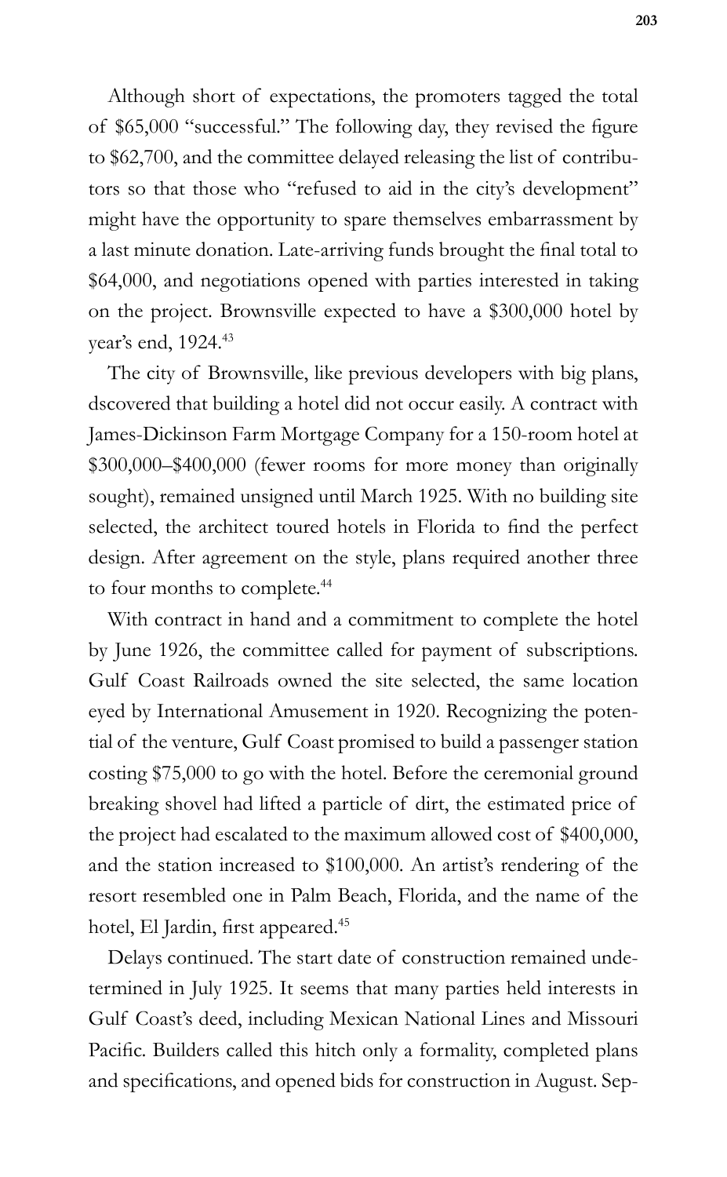Although short of expectations, the promoters tagged the total of $65,000 "successful." The following day, they revised the figure to $62,700, and the committee delayed releasing the list of contributors so that those who "refused to aid in the city's development" might have the opportunity to spare themselves embarrassment by a last minute donation. Late-arriving funds brought the final total to $64,000, and negotiations opened with parties interested in taking on the project. Brownsville expected to have a $300,000 hotel by year's end, 1924.[43]

The city of Brownsville, like previous developers with big plans, dscovered that building a hotel did not occur easily. A contract with James-Dickinson Farm Mortgage Company for a 150-room hotel at $300,000–$400,000 (fewer rooms for more money than originally sought), remained unsigned until March 1925. With no building site selected, the architect toured hotels in Florida to find the perfect design. After agreement on the style, plans required another three to four months to complete.[44]

With contract in hand and a commitment to complete the hotel by June 1926, the committee called for payment of subscriptions. Gulf Coast Railroads owned the site selected, the same location eyed by International Amusement in 1920. Recognizing the potential of the venture, Gulf Coast promised to build a passenger station costing $75,000 to go with the hotel. Before the ceremonial ground breaking shovel had lifted a particle of dirt, the estimated price of the project had escalated to the maximum allowed cost of $400,000, and the station increased to $100,000. An artist's rendering of the resort resembled one in Palm Beach, Florida, and the name of the hotel, El Jardin, first appeared.[45]

Delays continued. The start date of construction remained undetermined in July 1925. It seems that many parties held interests in Gulf Coast's deed, including Mexican National Lines and Missouri Pacific. Builders called this hitch only a formality, completed plans and specifications, and opened bids for construction in August. Sep-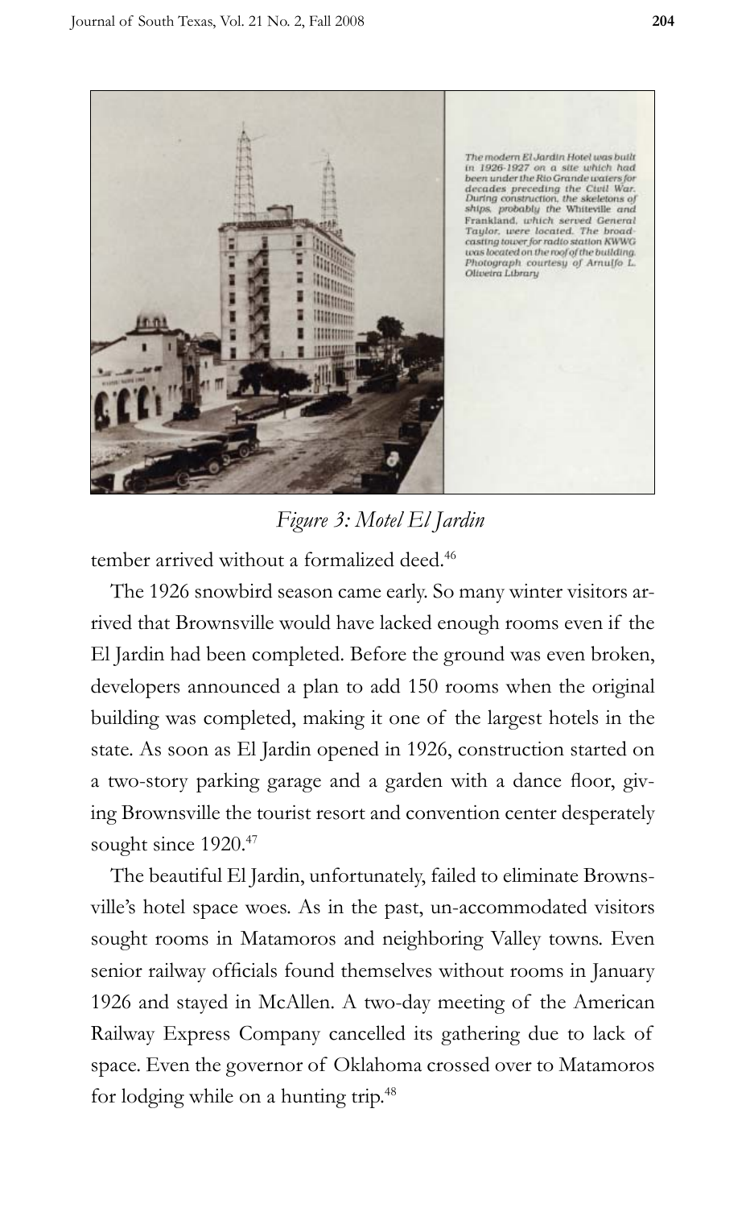The modern El Jardin Hotel was built in 1926-1927 on a site which had been under the Rio Grande waters for decades preceding the Civil War. During construction, the skeletons of ships, probably the Whiteville and Frankland, which served General Taylor, were located. The broadcasting tower for radio station KWWG was located on the roof of the building. Photograph courtesy of Arnulfo L. Oliveira Library

*Figure 3: Motel El Jardin*

tember arrived without a formalized deed.[46]

The 1926 snowbird season came early. So many winter visitors arrived that Brownsville would have lacked enough rooms even if the El Jardin had been completed. Before the ground was even broken, developers announced a plan to add 150 rooms when the original building was completed, making it one of the largest hotels in the state. As soon as El Jardin opened in 1926, construction started on a two-story parking garage and a garden with a dance floor, giving Brownsville the tourist resort and convention center desperately sought since 1920.[47]

The beautiful El Jardin, unfortunately, failed to eliminate Brownsville's hotel space woes. As in the past, un-accommodated visitors sought rooms in Matamoros and neighboring Valley towns. Even senior railway officials found themselves without rooms in January 1926 and stayed in McAllen. A two-day meeting of the American Railway Express Company cancelled its gathering due to lack of space. Even the governor of Oklahoma crossed over to Matamoros for lodging while on a hunting trip.[48]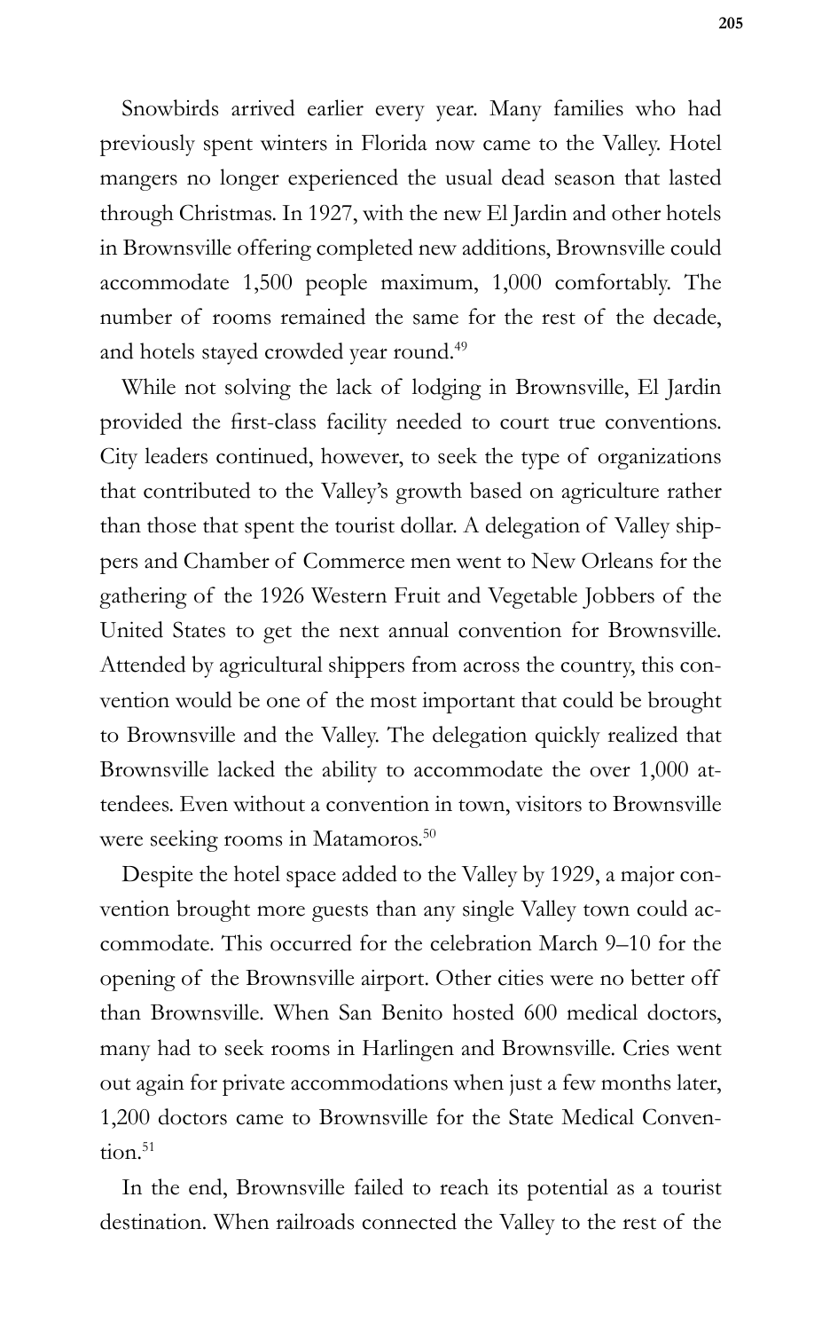Snowbirds arrived earlier every year. Many families who had previously spent winters in Florida now came to the Valley. Hotel mangers no longer experienced the usual dead season that lasted through Christmas. In 1927, with the new El Jardin and other hotels in Brownsville offering completed new additions, Brownsville could accommodate 1,500 people maximum, 1,000 comfortably. The number of rooms remained the same for the rest of the decade, and hotels stayed crowded year round.[49]

While not solving the lack of lodging in Brownsville, El Jardin provided the first-class facility needed to court true conventions. City leaders continued, however, to seek the type of organizations that contributed to the Valley's growth based on agriculture rather than those that spent the tourist dollar. A delegation of Valley shippers and Chamber of Commerce men went to New Orleans for the gathering of the 1926 Western Fruit and Vegetable Jobbers of the United States to get the next annual convention for Brownsville. Attended by agricultural shippers from across the country, this convention would be one of the most important that could be brought to Brownsville and the Valley. The delegation quickly realized that Brownsville lacked the ability to accommodate the over 1,000 attendees. Even without a convention in town, visitors to Brownsville were seeking rooms in Matamoros.[50]

Despite the hotel space added to the Valley by 1929, a major convention brought more guests than any single Valley town could accommodate. This occurred for the celebration March 9–10 for the opening of the Brownsville airport. Other cities were no better off than Brownsville. When San Benito hosted 600 medical doctors, many had to seek rooms in Harlingen and Brownsville. Cries went out again for private accommodations when just a few months later, 1,200 doctors came to Brownsville for the State Medical Convention.[51]

In the end, Brownsville failed to reach its potential as a tourist destination. When railroads connected the Valley to the rest of the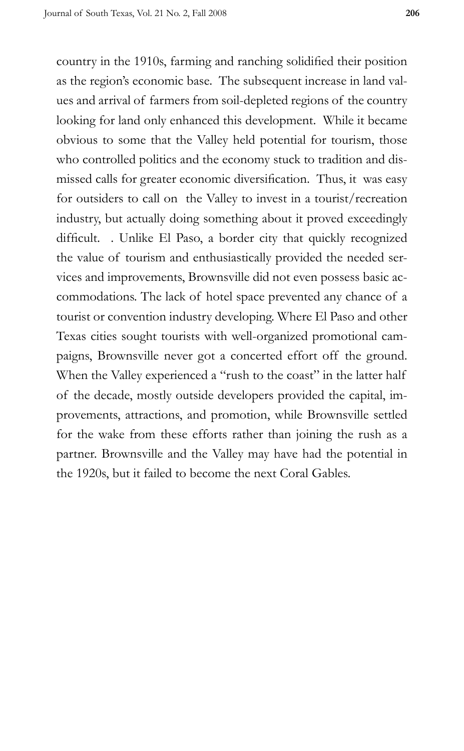country in the 1910s, farming and ranching solidified their position as the region's economic base. The subsequent increase in land values and arrival of farmers from soil-depleted regions of the country looking for land only enhanced this development. While it became obvious to some that the Valley held potential for tourism, those who controlled politics and the economy stuck to tradition and dismissed calls for greater economic diversification. Thus, it was easy for outsiders to call on the Valley to invest in a tourist/recreation industry, but actually doing something about it proved exceedingly difficult. . Unlike El Paso, a border city that quickly recognized the value of tourism and enthusiastically provided the needed services and improvements, Brownsville did not even possess basic accommodations. The lack of hotel space prevented any chance of a tourist or convention industry developing. Where El Paso and other Texas cities sought tourists with well-organized promotional campaigns, Brownsville never got a concerted effort off the ground. When the Valley experienced a "rush to the coast" in the latter half of the decade, mostly outside developers provided the capital, improvements, attractions, and promotion, while Brownsville settled for the wake from these efforts rather than joining the rush as a partner. Brownsville and the Valley may have had the potential in the 1920s, but it failed to become the next Coral Gables.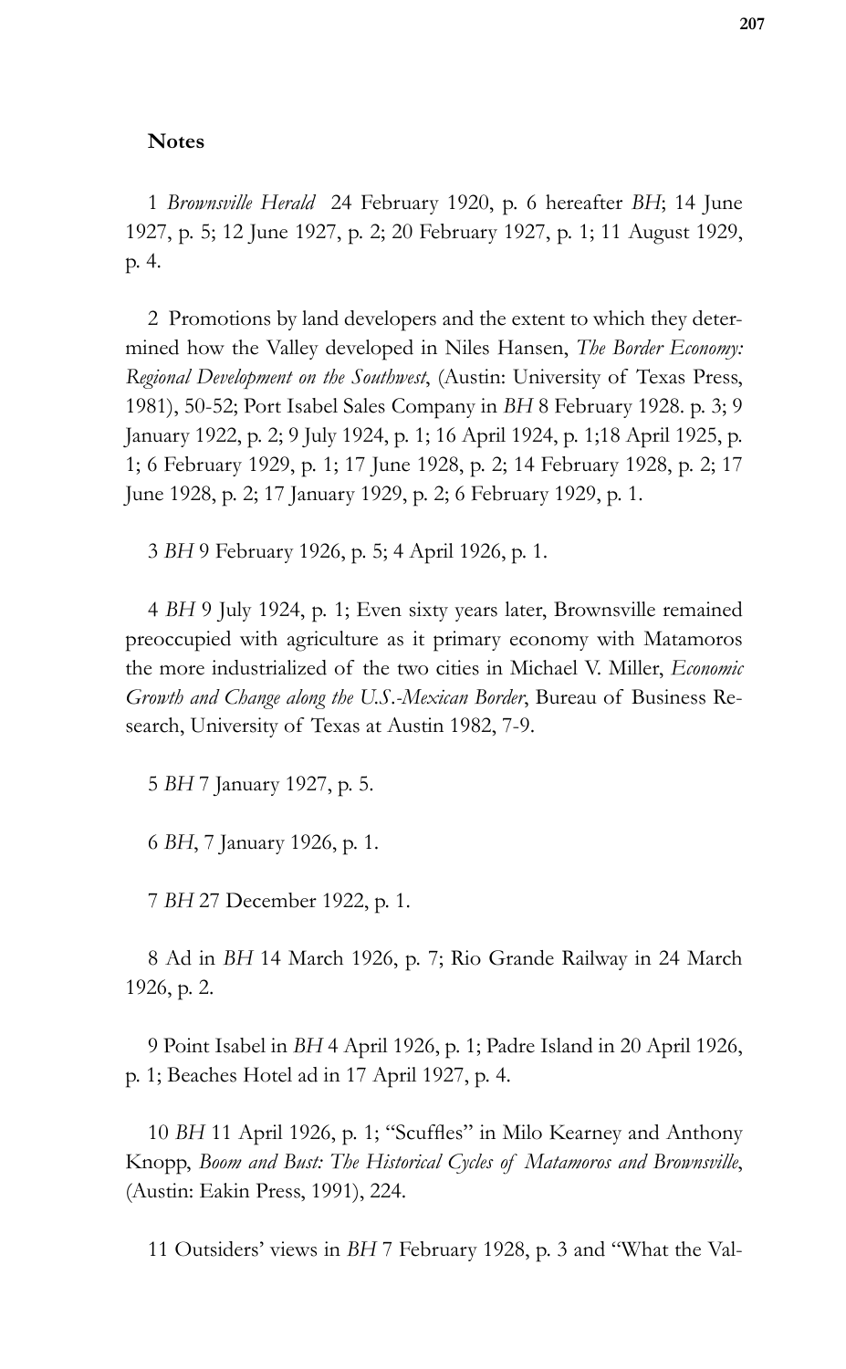**Notes**

1 *Brownsville Herald* 24 February 1920, p. 6 hereafter *BH*; 14 June 1927, p. 5; 12 June 1927, p. 2; 20 February 1927, p. 1; 11 August 1929, p. 4.

2 Promotions by land developers and the extent to which they determined how the Valley developed in Niles Hansen, *The Border Economy: Regional Development on the Southwest*, (Austin: University of Texas Press, 1981), 50-52; Port Isabel Sales Company in *BH* 8 February 1928. p. 3; 9 January 1922, p. 2; 9 July 1924, p. 1; 16 April 1924, p. 1;18 April 1925, p. 1; 6 February 1929, p. 1; 17 June 1928, p. 2; 14 February 1928, p. 2; 17 June 1928, p. 2; 17 January 1929, p. 2; 6 February 1929, p. 1.

3 *BH* 9 February 1926, p. 5; 4 April 1926, p. 1.

4 *BH* 9 July 1924, p. 1; Even sixty years later, Brownsville remained preoccupied with agriculture as it primary economy with Matamoros the more industrialized of the two cities in Michael V. Miller, *Economic Growth and Change along the U.S.-Mexican Border*, Bureau of Business Research, University of Texas at Austin 1982, 7-9.

5 *BH* 7 January 1927, p. 5.

6 *BH*, 7 January 1926, p. 1.

7 *BH* 27 December 1922, p. 1.

8 Ad in *BH* 14 March 1926, p. 7; Rio Grande Railway in 24 March 1926, p. 2.

9 Point Isabel in *BH* 4 April 1926, p. 1; Padre Island in 20 April 1926, p. 1; Beaches Hotel ad in 17 April 1927, p. 4.

10 *BH* 11 April 1926, p. 1; "Scuffles" in Milo Kearney and Anthony Knopp, *Boom and Bust: The Historical Cycles of Matamoros and Brownsville*, (Austin: Eakin Press, 1991), 224.

11 Outsiders' views in *BH* 7 February 1928, p. 3 and "What the Val-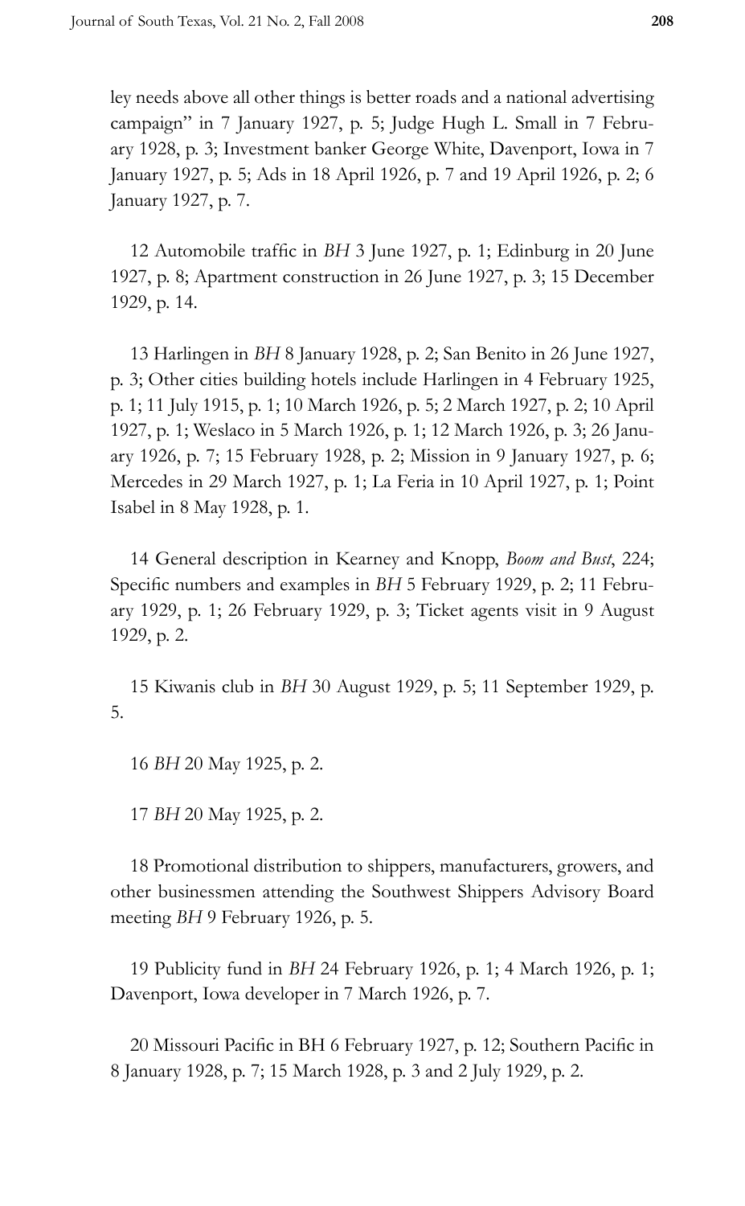ley needs above all other things is better roads and a national advertising campaign" in 7 January 1927, p. 5; Judge Hugh L. Small in 7 February 1928, p. 3; Investment banker George White, Davenport, Iowa in 7 January 1927, p. 5; Ads in 18 April 1926, p. 7 and 19 April 1926, p. 2; 6 January 1927, p. 7.

12 Automobile traffic in *BH* 3 June 1927, p. 1; Edinburg in 20 June 1927, p. 8; Apartment construction in 26 June 1927, p. 3; 15 December 1929, p. 14.

13 Harlingen in *BH* 8 January 1928, p. 2; San Benito in 26 June 1927, p. 3; Other cities building hotels include Harlingen in 4 February 1925, p. 1; 11 July 1915, p. 1; 10 March 1926, p. 5; 2 March 1927, p. 2; 10 April 1927, p. 1; Weslaco in 5 March 1926, p. 1; 12 March 1926, p. 3; 26 January 1926, p. 7; 15 February 1928, p. 2; Mission in 9 January 1927, p. 6; Mercedes in 29 March 1927, p. 1; La Feria in 10 April 1927, p. 1; Point Isabel in 8 May 1928, p. 1.

14 General description in Kearney and Knopp, *Boom and Bust*, 224; Specific numbers and examples in *BH* 5 February 1929, p. 2; 11 February 1929, p. 1; 26 February 1929, p. 3; Ticket agents visit in 9 August 1929, p. 2.

15 Kiwanis club in *BH* 30 August 1929, p. 5; 11 September 1929, p. 5.

16 *BH* 20 May 1925, p. 2.

17 *BH* 20 May 1925, p. 2.

18 Promotional distribution to shippers, manufacturers, growers, and other businessmen attending the Southwest Shippers Advisory Board meeting *BH* 9 February 1926, p. 5.

19 Publicity fund in *BH* 24 February 1926, p. 1; 4 March 1926, p. 1; Davenport, Iowa developer in 7 March 1926, p. 7.

20 Missouri Pacific in BH 6 February 1927, p. 12; Southern Pacific in 8 January 1928, p. 7; 15 March 1928, p. 3 and 2 July 1929, p. 2.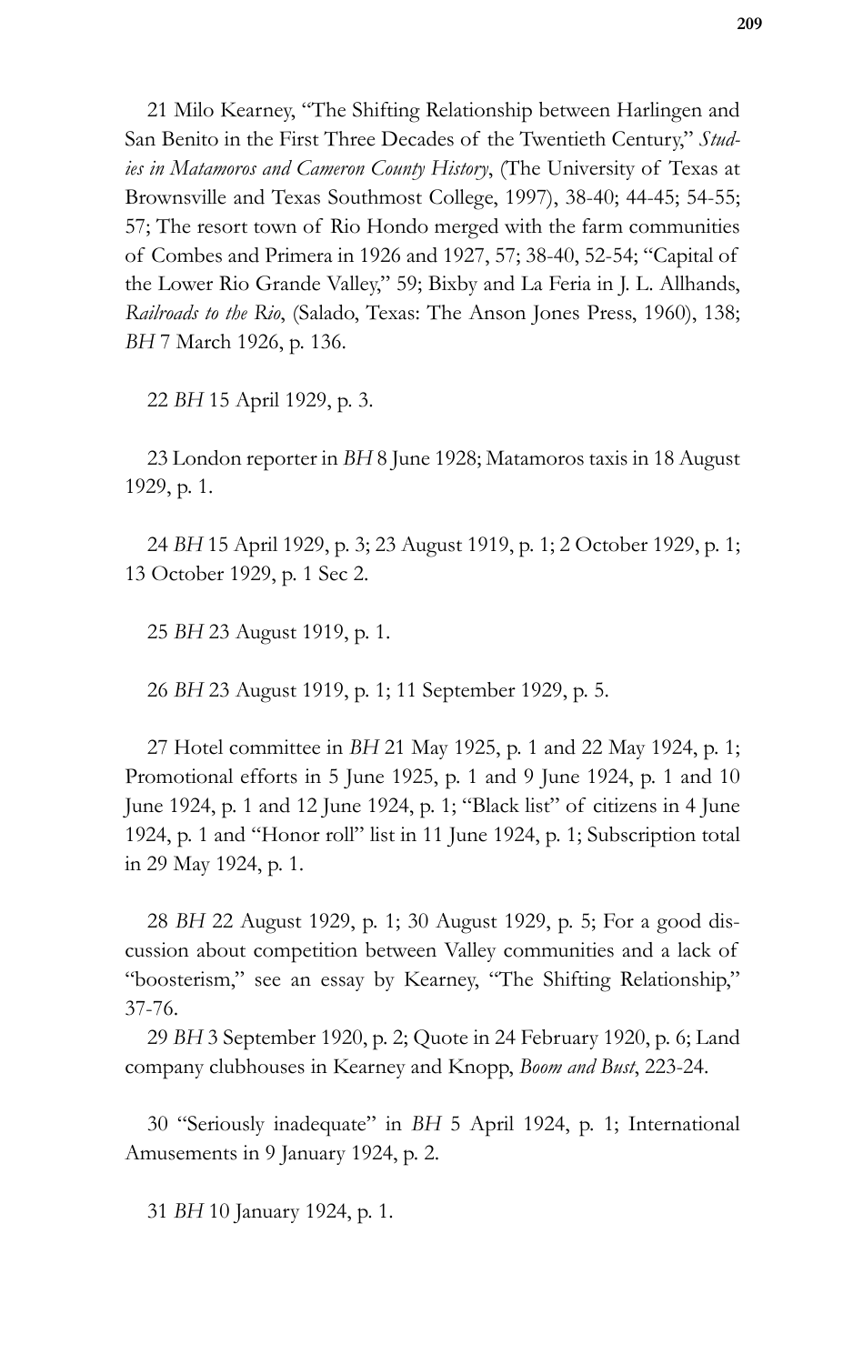21 Milo Kearney, "The Shifting Relationship between Harlingen and San Benito in the First Three Decades of the Twentieth Century," *Studies in Matamoros and Cameron County History*, (The University of Texas at Brownsville and Texas Southmost College, 1997), 38-40; 44-45; 54-55; 57; The resort town of Rio Hondo merged with the farm communities of Combes and Primera in 1926 and 1927, 57; 38-40, 52-54; "Capital of the Lower Rio Grande Valley," 59; Bixby and La Feria in J. L. Allhands, *Railroads to the Rio*, (Salado, Texas: The Anson Jones Press, 1960), 138; *BH* 7 March 1926, p. 136.

22 *BH* 15 April 1929, p. 3.

23 London reporter in *BH* 8 June 1928; Matamoros taxis in 18 August 1929, p. 1.

24 *BH* 15 April 1929, p. 3; 23 August 1919, p. 1; 2 October 1929, p. 1; 13 October 1929, p. 1 Sec 2.

25 *BH* 23 August 1919, p. 1.

26 *BH* 23 August 1919, p. 1; 11 September 1929, p. 5.

27 Hotel committee in *BH* 21 May 1925, p. 1 and 22 May 1924, p. 1; Promotional efforts in 5 June 1925, p. 1 and 9 June 1924, p. 1 and 10 June 1924, p. 1 and 12 June 1924, p. 1; "Black list" of citizens in 4 June 1924, p. 1 and "Honor roll" list in 11 June 1924, p. 1; Subscription total in 29 May 1924, p. 1.

28 *BH* 22 August 1929, p. 1; 30 August 1929, p. 5; For a good discussion about competition between Valley communities and a lack of "boosterism," see an essay by Kearney, "The Shifting Relationship," 37-76.

29 *BH* 3 September 1920, p. 2; Quote in 24 February 1920, p. 6; Land company clubhouses in Kearney and Knopp, *Boom and Bust*, 223-24.

30 "Seriously inadequate" in *BH* 5 April 1924, p. 1; International Amusements in 9 January 1924, p. 2.

31 *BH* 10 January 1924, p. 1.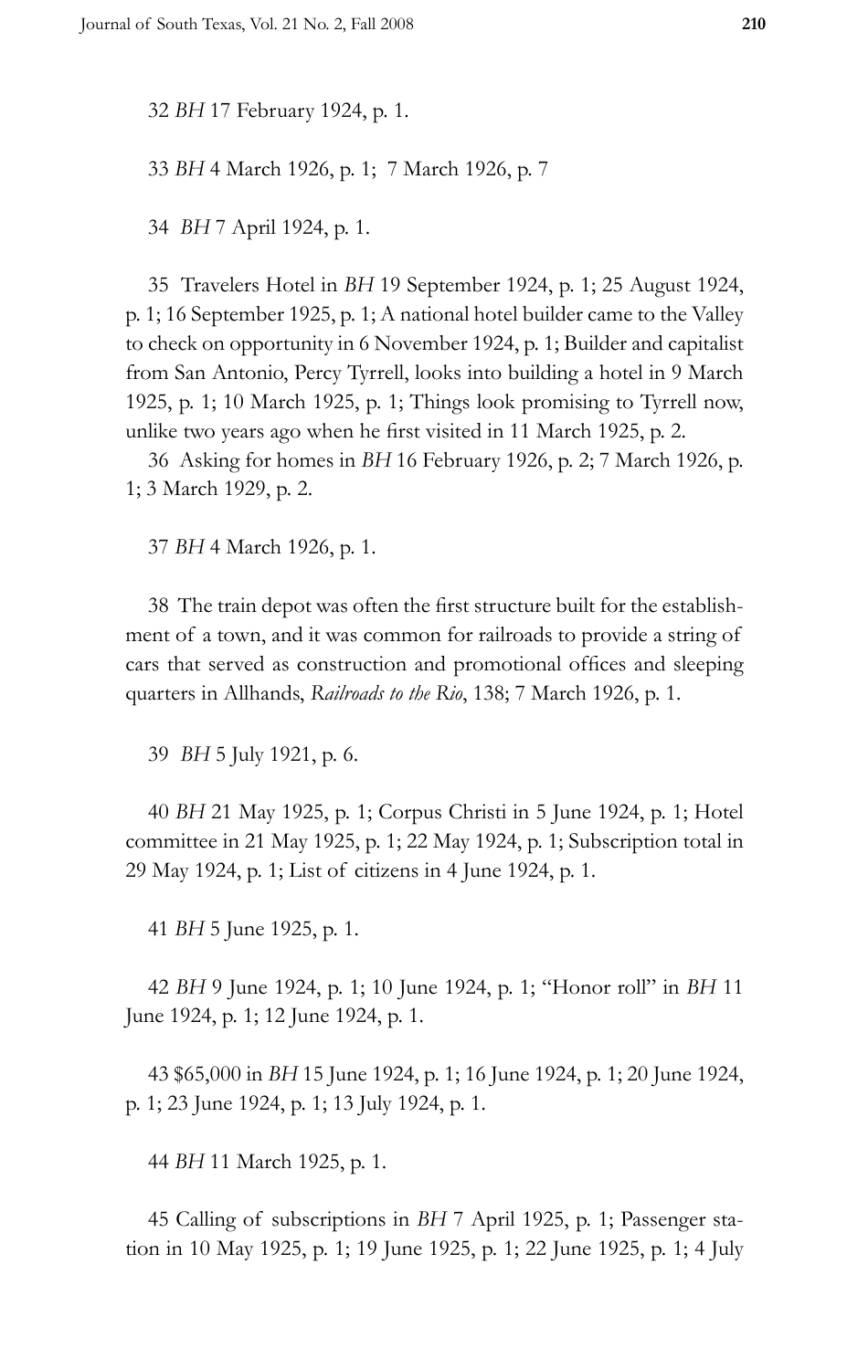32 *BH* 17 February 1924, p. 1.

33 *BH* 4 March 1926, p. 1; 7 March 1926, p. 7

34 *BH* 7 April 1924, p. 1.

35 Travelers Hotel in *BH* 19 September 1924, p. 1; 25 August 1924, p. 1; 16 September 1925, p. 1; A national hotel builder came to the Valley to check on opportunity in 6 November 1924, p. 1; Builder and capitalist from San Antonio, Percy Tyrrell, looks into building a hotel in 9 March 1925, p. 1; 10 March 1925, p. 1; Things look promising to Tyrrell now, unlike two years ago when he first visited in 11 March 1925, p. 2.

36 Asking for homes in *BH* 16 February 1926, p. 2; 7 March 1926, p. 1; 3 March 1929, p. 2.

37 *BH* 4 March 1926, p. 1.

38 The train depot was often the first structure built for the establishment of a town, and it was common for railroads to provide a string of cars that served as construction and promotional offices and sleeping quarters in Allhands, *Railroads to the Rio*, 138; 7 March 1926, p. 1.

39 *BH* 5 July 1921, p. 6.

40 *BH* 21 May 1925, p. 1; Corpus Christi in 5 June 1924, p. 1; Hotel committee in 21 May 1925, p. 1; 22 May 1924, p. 1; Subscription total in 29 May 1924, p. 1; List of citizens in 4 June 1924, p. 1.

41 *BH* 5 June 1925, p. 1.

42 *BH* 9 June 1924, p. 1; 10 June 1924, p. 1; "Honor roll" in *BH* 11 June 1924, p. 1; 12 June 1924, p. 1.

43 $65,000 in *BH* 15 June 1924, p. 1; 16 June 1924, p. 1; 20 June 1924, p. 1; 23 June 1924, p. 1; 13 July 1924, p. 1.

44 *BH* 11 March 1925, p. 1.

45 Calling of subscriptions in *BH* 7 April 1925, p. 1; Passenger station in 10 May 1925, p. 1; 19 June 1925, p. 1; 22 June 1925, p. 1; 4 July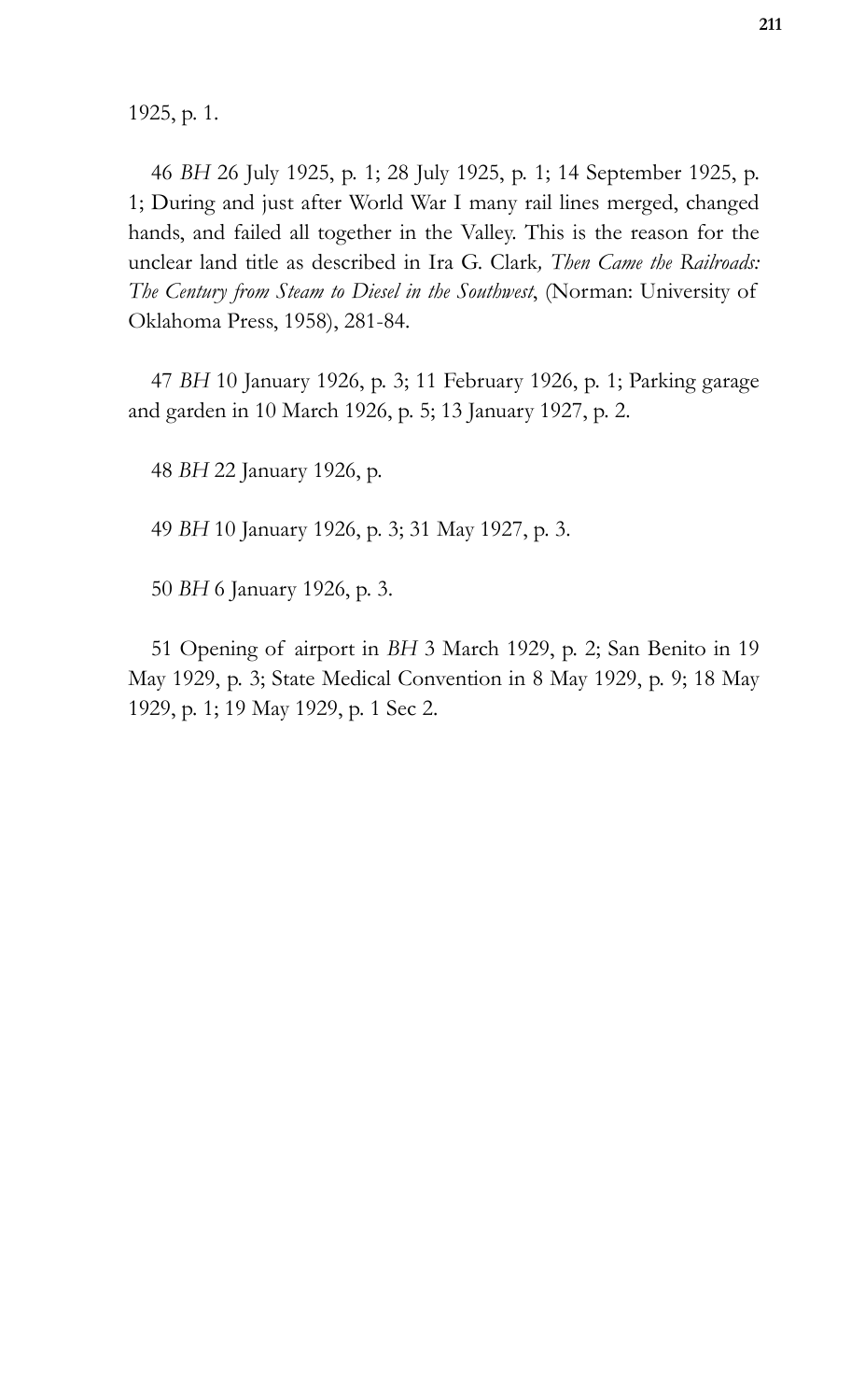1925, p. 1.

46 *BH* 26 July 1925, p. 1; 28 July 1925, p. 1; 14 September 1925, p. 1; During and just after World War I many rail lines merged, changed hands, and failed all together in the Valley. This is the reason for the unclear land title as described in Ira G. Clark*, Then Came the Railroads: The Century from Steam to Diesel in the Southwest*, (Norman: University of Oklahoma Press, 1958), 281-84.

47 *BH* 10 January 1926, p. 3; 11 February 1926, p. 1; Parking garage and garden in 10 March 1926, p. 5; 13 January 1927, p. 2.

48 *BH* 22 January 1926, p.

49 *BH* 10 January 1926, p. 3; 31 May 1927, p. 3.

50 *BH* 6 January 1926, p. 3.

51 Opening of airport in *BH* 3 March 1929, p. 2; San Benito in 19 May 1929, p. 3; State Medical Convention in 8 May 1929, p. 9; 18 May 1929, p. 1; 19 May 1929, p. 1 Sec 2.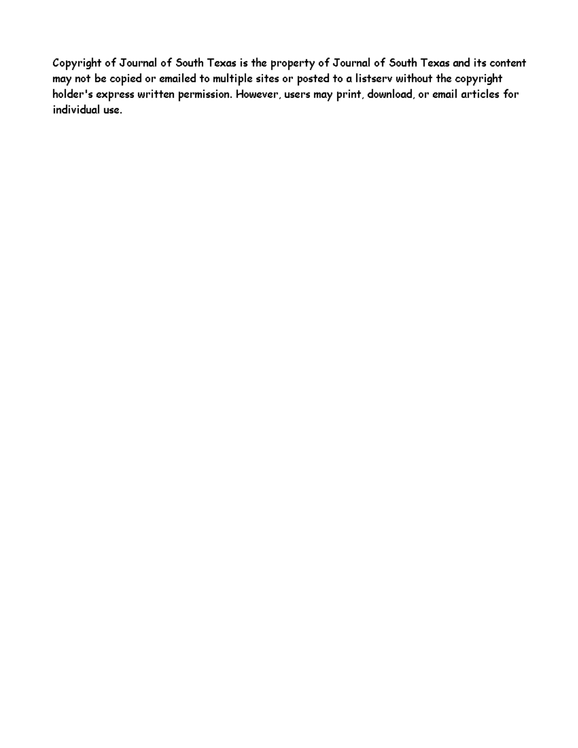Copyright of Journal of South Texas is the property of Journal of South Texas and its content may not be copied or emailed to multiple sites or posted to a listserv without the copyright holder's express written permission. However, users may print, download, or email articles for individual use.